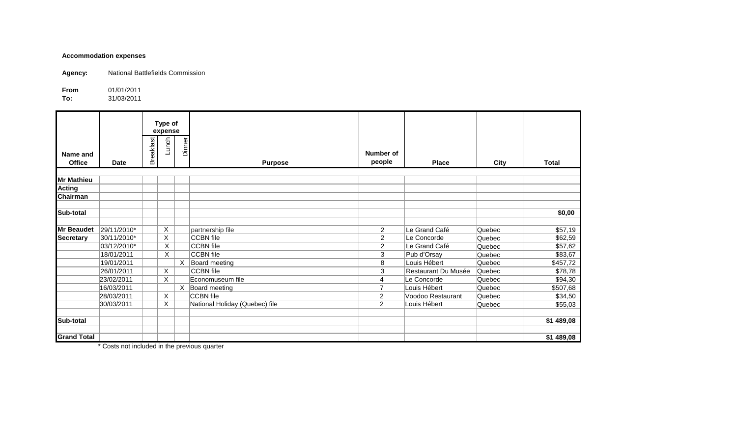**Accommodation expenses**

**Agency:** National Battlefields Commission

**From** 01/01/2011
**To:** 31/03/2011

| Name and Office | Date | Type of expense: Breakfast | Type of expense: Lunch | Type of expense: Dinner | Purpose | Number of people | Place | City | Total |
|---|---|---|---|---|---|---|---|---|---|
| **Mr Mathieu** | | | | | | | | | |
| **Acting** | | | | | | | | | |
| **Chairman** | | | | | | | | | |
| **Sub-total** | | | | | | | | | **$0,00** |
| **Mr Beaudet** | 29/11/2010* | | X | | partnership file | 2 | Le Grand Café | Quebec | $57,19 |
| **Secretary** | 30/11/2010* | | X | | CCBN file | 2 | Le Concorde | Quebec | $62,59 |
| | 03/12/2010* | | X | | CCBN file | 2 | Le Grand Café | Quebec | $57,62 |
| | 18/01/2011 | | X | | CCBN file | 3 | Pub d'Orsay | Quebec | $83,67 |
| | 19/01/2011 | | | X | Board meeting | 8 | Louis Hébert | Quebec | $457,72 |
| | 26/01/2011 | | X | | CCBN file | 3 | Restaurant Du Musée | Quebec | $78,78 |
| | 23/02/2011 | | X | | Economuseum file | 4 | Le Concorde | Quebec | $94,30 |
| | 16/03/2011 | | | X | Board meeting | 7 | Louis Hébert | Quebec | $507,68 |
| | 28/03/2011 | | X | | CCBN file | 2 | Voodoo Restaurant | Quebec | $34,50 |
| | 30/03/2011 | | X | | National Holiday (Quebec) file | 2 | Louis Hébert | Quebec | $55,03 |
| **Sub-total** | | | | | | | | | **$1 489,08** |
| **Grand Total** | | | | | | | | | **$1 489,08** |

* Costs not included in the previous quarter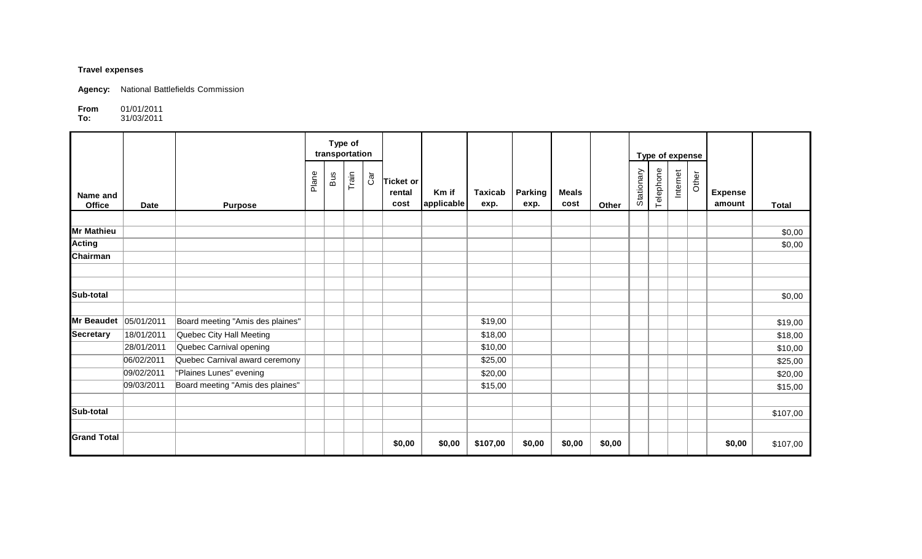**Travel expenses**

**Agency:** National Battlefields Commission

**From** 01/01/2011
**To:** 31/03/2011

| Name and Office | Date | Purpose | Type of transportation | | | | Ticket or rental cost | Km if applicable | Taxicab exp. | Parking exp. | Meals cost | Other | Type of expense | | | | Expense amount | Total |
|---|---|---|---|---|---|---|---|---|---|---|---|---|---|---|---|---|---|---|
| | | | Plane | Bus | Train | Car | | | | | | | Stationary | Telephone | Internet | Other | | |
| | | | | | | | | | | | | | | | | | | |
| **Mr Mathieu** | | | | | | | | | | | | | | | | | | $0,00 |
| **Acting** | | | | | | | | | | | | | | | | | | $0,00 |
| **Chairman** | | | | | | | | | | | | | | | | | | |
| | | | | | | | | | | | | | | | | | | |
| | | | | | | | | | | | | | | | | | | |
| **Sub-total** | | | | | | | | | | | | | | | | | | $0,00 |
| | | | | | | | | | | | | | | | | | | |
| **Mr Beaudet** | 05/01/2011 | Board meeting "Amis des plaines" | | | | | | | $19,00 | | | | | | | | | $19,00 |
| **Secretary** | 18/01/2011 | Quebec City Hall Meeting | | | | | | | $18,00 | | | | | | | | | $18,00 |
| | 28/01/2011 | Quebec Carnival opening | | | | | | | $10,00 | | | | | | | | | $10,00 |
| | 06/02/2011 | Quebec Carnival award ceremony | | | | | | | $25,00 | | | | | | | | | $25,00 |
| | 09/02/2011 | "Plaines Lunes" evening | | | | | | | $20,00 | | | | | | | | | $20,00 |
| | 09/03/2011 | Board meeting "Amis des plaines" | | | | | | | $15,00 | | | | | | | | | $15,00 |
| | | | | | | | | | | | | | | | | | | |
| **Sub-total** | | | | | | | | | | | | | | | | | | $107,00 |
| | | | | | | | | | | | | | | | | | | |
| **Grand Total** | | | | | | | **$0,00** | **$0,00** | **$107,00** | **$0,00** | **$0,00** | **$0,00** | | | | | **$0,00** | $107,00 |